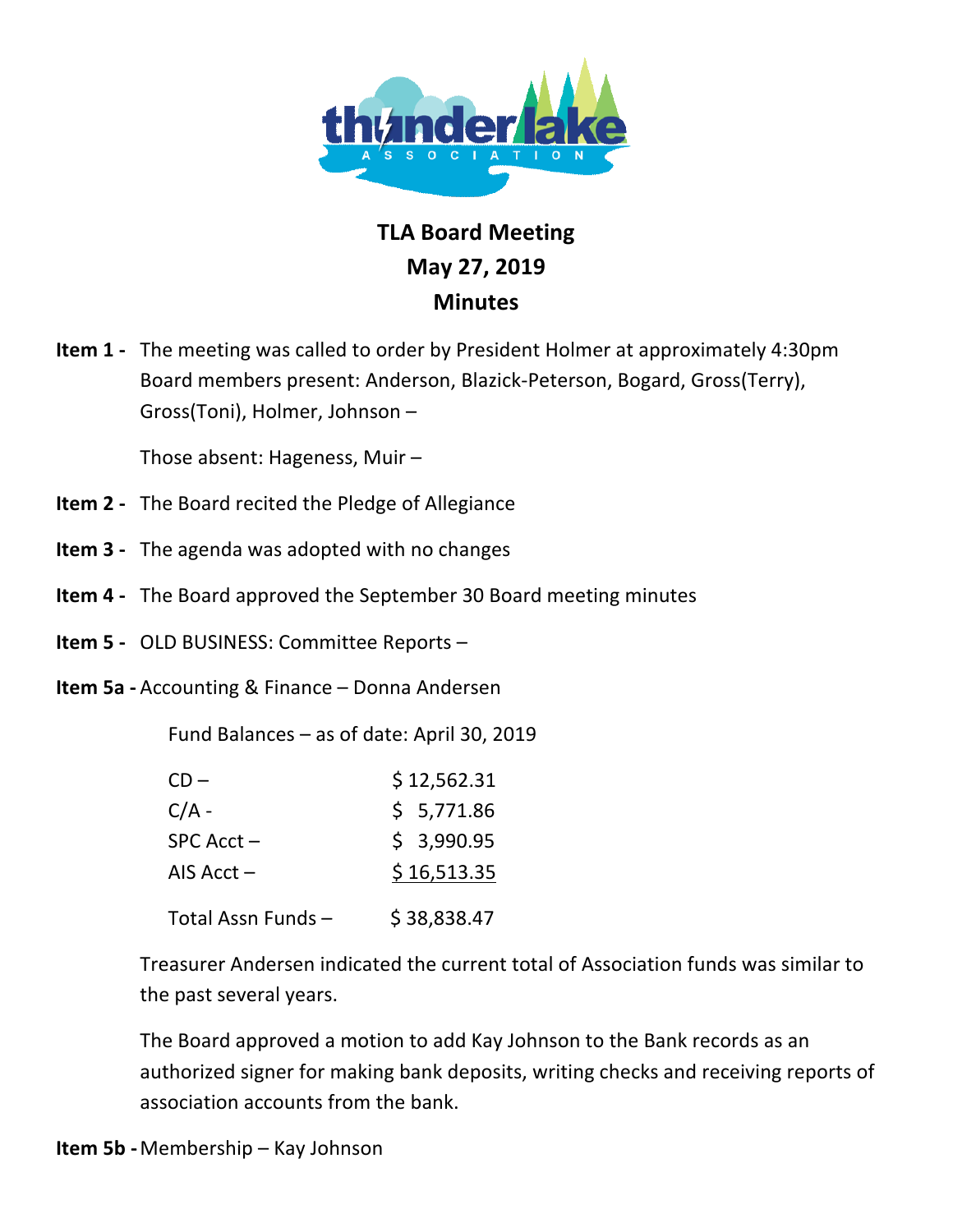# TLA Board Meeting
## May 27, 2019
## Minutes

**Item 1 -** The meeting was called to order by President Holmer at approximately 4:30pm Board members present: Anderson, Blazick-Peterson, Bogard, Gross(Terry), Gross(Toni), Holmer, Johnson –

Those absent: Hageness, Muir –

**Item 2 -** The Board recited the Pledge of Allegiance

**Item 3 -** The agenda was adopted with no changes

**Item 4 -** The Board approved the September 30 Board meeting minutes

**Item 5 -** OLD BUSINESS: Committee Reports –

**Item 5a -** Accounting & Finance – Donna Andersen

Fund Balances – as of date: April 30, 2019

| | |
|---|---|
| CD – | $ 12,562.31 |
| C/A - | $ 5,771.86 |
| SPC Acct – | $ 3,990.95 |
| AIS Acct – | $ 16,513.35 |
| Total Assn Funds – | $ 38,838.47 |

Treasurer Andersen indicated the current total of Association funds was similar to the past several years.

The Board approved a motion to add Kay Johnson to the Bank records as an authorized signer for making bank deposits, writing checks and receiving reports of association accounts from the bank.

**Item 5b -** Membership – Kay Johnson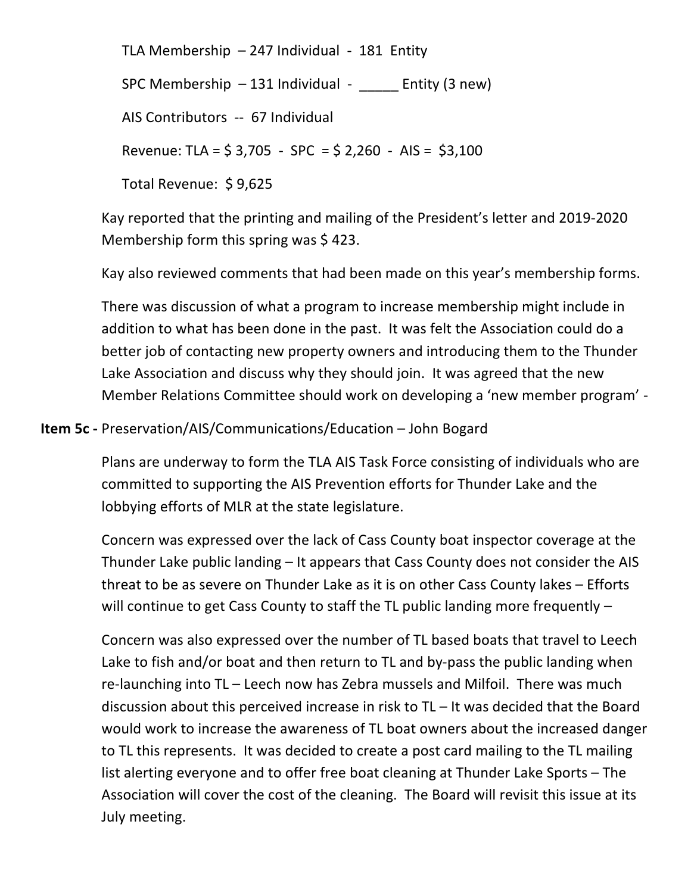TLA Membership – 247 Individual - 181 Entity

SPC Membership – 131 Individual - _____ Entity (3 new)

AIS Contributors -- 67 Individual

Revenue: TLA = $ 3,705 - SPC = $ 2,260 - AIS = $3,100

Total Revenue: $ 9,625

Kay reported that the printing and mailing of the President's letter and 2019-2020 Membership form this spring was $ 423.

Kay also reviewed comments that had been made on this year's membership forms.

There was discussion of what a program to increase membership might include in addition to what has been done in the past. It was felt the Association could do a better job of contacting new property owners and introducing them to the Thunder Lake Association and discuss why they should join. It was agreed that the new Member Relations Committee should work on developing a 'new member program' -

**Item 5c -** Preservation/AIS/Communications/Education – John Bogard

Plans are underway to form the TLA AIS Task Force consisting of individuals who are committed to supporting the AIS Prevention efforts for Thunder Lake and the lobbying efforts of MLR at the state legislature.

Concern was expressed over the lack of Cass County boat inspector coverage at the Thunder Lake public landing – It appears that Cass County does not consider the AIS threat to be as severe on Thunder Lake as it is on other Cass County lakes – Efforts will continue to get Cass County to staff the TL public landing more frequently –

Concern was also expressed over the number of TL based boats that travel to Leech Lake to fish and/or boat and then return to TL and by-pass the public landing when re-launching into TL – Leech now has Zebra mussels and Milfoil. There was much discussion about this perceived increase in risk to TL – It was decided that the Board would work to increase the awareness of TL boat owners about the increased danger to TL this represents. It was decided to create a post card mailing to the TL mailing list alerting everyone and to offer free boat cleaning at Thunder Lake Sports – The Association will cover the cost of the cleaning. The Board will revisit this issue at its July meeting.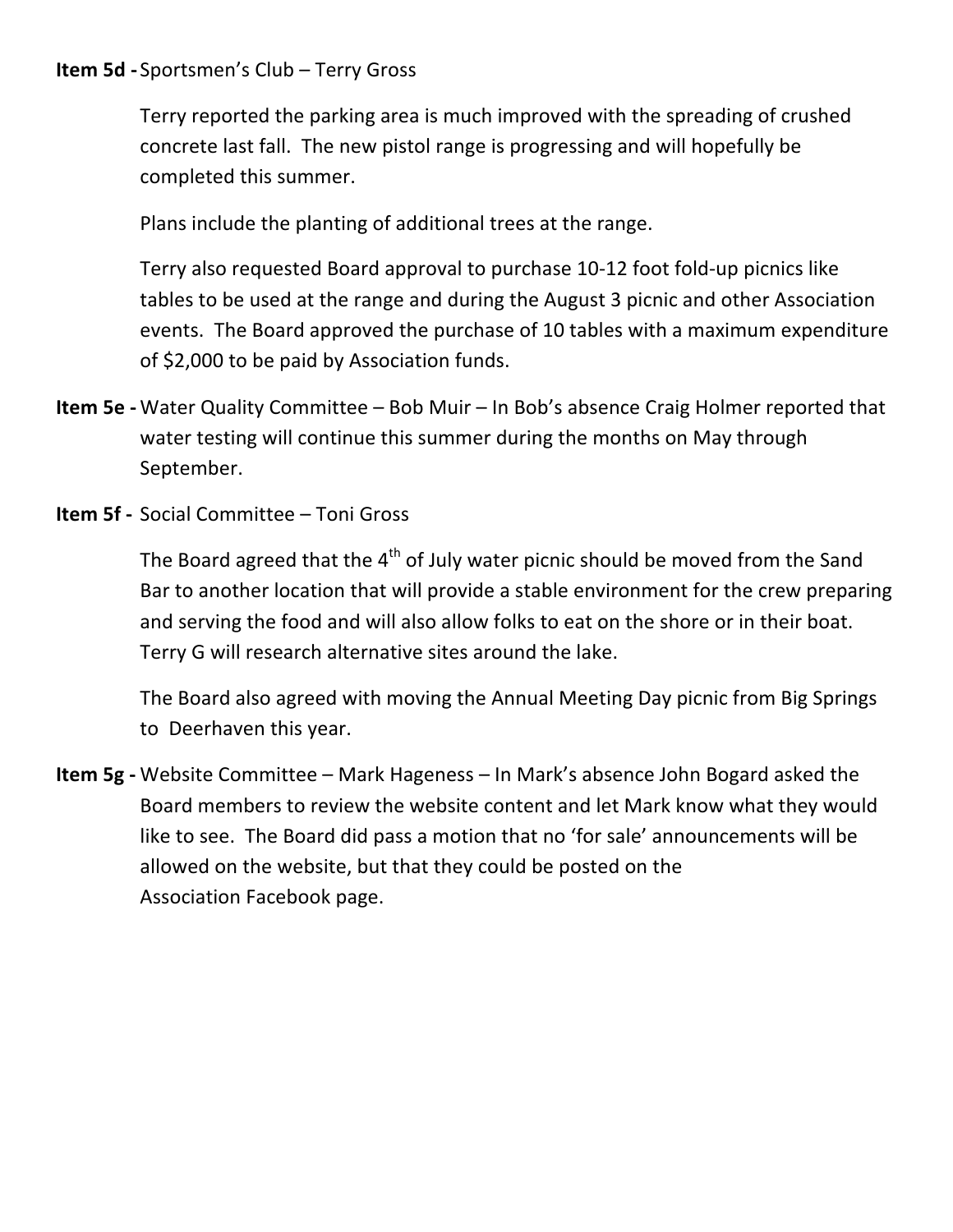**Item 5d -** Sportsmen's Club – Terry Gross

Terry reported the parking area is much improved with the spreading of crushed concrete last fall. The new pistol range is progressing and will hopefully be completed this summer.

Plans include the planting of additional trees at the range.

Terry also requested Board approval to purchase 10-12 foot fold-up picnics like tables to be used at the range and during the August 3 picnic and other Association events. The Board approved the purchase of 10 tables with a maximum expenditure of $2,000 to be paid by Association funds.

**Item 5e -** Water Quality Committee – Bob Muir – In Bob's absence Craig Holmer reported that water testing will continue this summer during the months on May through September.

**Item 5f -** Social Committee – Toni Gross

The Board agreed that the 4th of July water picnic should be moved from the Sand Bar to another location that will provide a stable environment for the crew preparing and serving the food and will also allow folks to eat on the shore or in their boat. Terry G will research alternative sites around the lake.

The Board also agreed with moving the Annual Meeting Day picnic from Big Springs to Deerhaven this year.

**Item 5g -** Website Committee – Mark Hageness – In Mark's absence John Bogard asked the Board members to review the website content and let Mark know what they would like to see. The Board did pass a motion that no 'for sale' announcements will be allowed on the website, but that they could be posted on the Association Facebook page.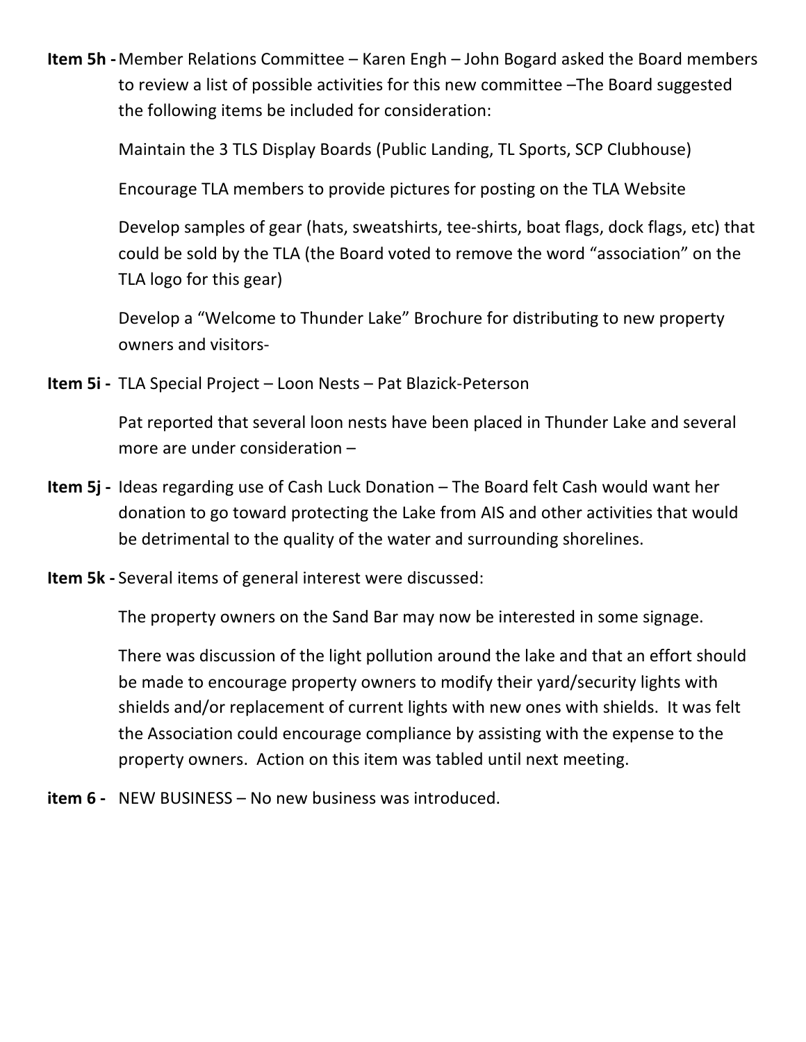**Item 5h -** Member Relations Committee – Karen Engh – John Bogard asked the Board members to review a list of possible activities for this new committee –The Board suggested the following items be included for consideration:

Maintain the 3 TLS Display Boards (Public Landing, TL Sports, SCP Clubhouse)

Encourage TLA members to provide pictures for posting on the TLA Website

Develop samples of gear (hats, sweatshirts, tee-shirts, boat flags, dock flags, etc) that could be sold by the TLA (the Board voted to remove the word "association" on the TLA logo for this gear)

Develop a "Welcome to Thunder Lake" Brochure for distributing to new property owners and visitors-

**Item 5i -** TLA Special Project – Loon Nests – Pat Blazick-Peterson

Pat reported that several loon nests have been placed in Thunder Lake and several more are under consideration –

**Item 5j -** Ideas regarding use of Cash Luck Donation – The Board felt Cash would want her donation to go toward protecting the Lake from AIS and other activities that would be detrimental to the quality of the water and surrounding shorelines.

**Item 5k -** Several items of general interest were discussed:

The property owners on the Sand Bar may now be interested in some signage.

There was discussion of the light pollution around the lake and that an effort should be made to encourage property owners to modify their yard/security lights with shields and/or replacement of current lights with new ones with shields. It was felt the Association could encourage compliance by assisting with the expense to the property owners. Action on this item was tabled until next meeting.

**item 6 -** NEW BUSINESS – No new business was introduced.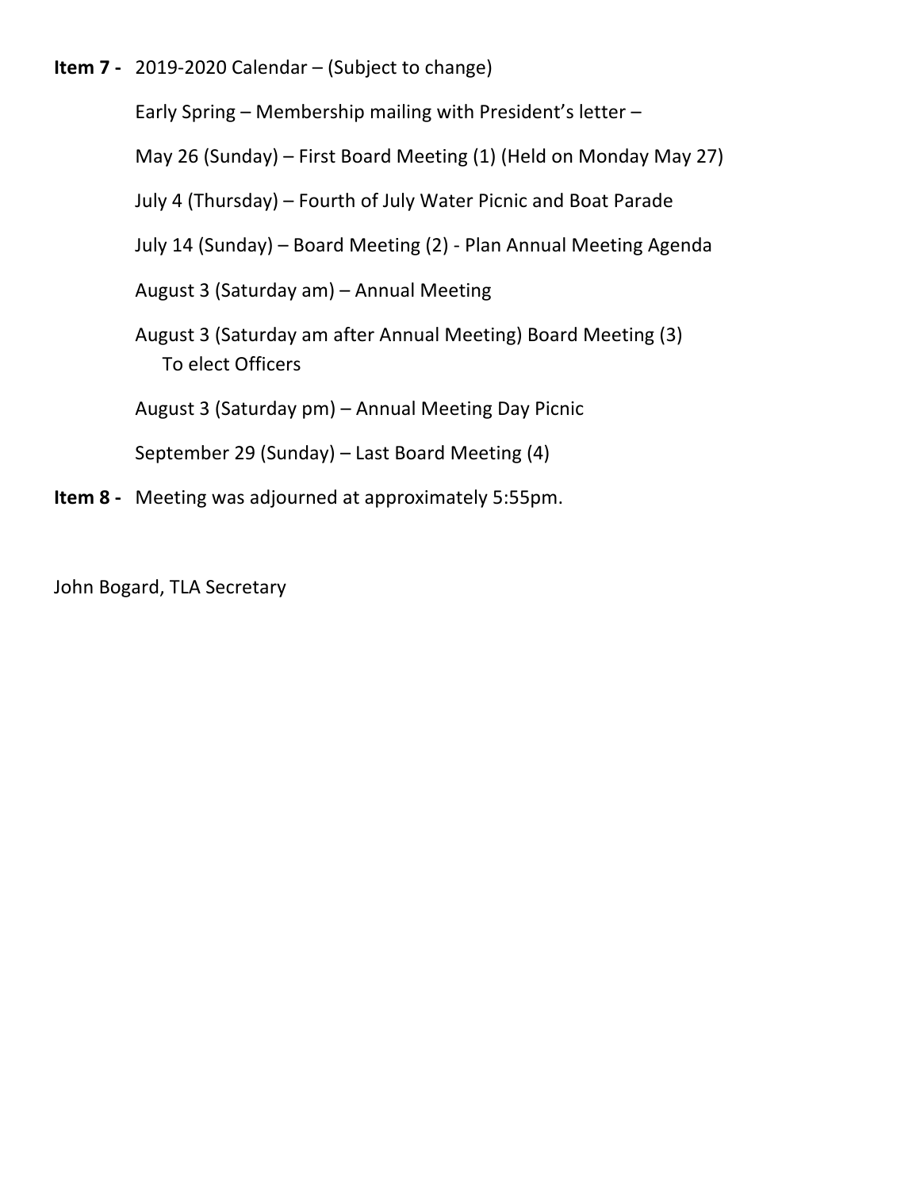**Item 7 -** 2019-2020 Calendar – (Subject to change)

Early Spring – Membership mailing with President's letter –

May 26 (Sunday) – First Board Meeting (1) (Held on Monday May 27)

July 4 (Thursday) – Fourth of July Water Picnic and Boat Parade

July 14 (Sunday) – Board Meeting (2) - Plan Annual Meeting Agenda

August 3 (Saturday am) – Annual Meeting

August 3 (Saturday am after Annual Meeting) Board Meeting (3) To elect Officers

August 3 (Saturday pm) – Annual Meeting Day Picnic

September 29 (Sunday) – Last Board Meeting (4)

**Item 8 -** Meeting was adjourned at approximately 5:55pm.

John Bogard, TLA Secretary